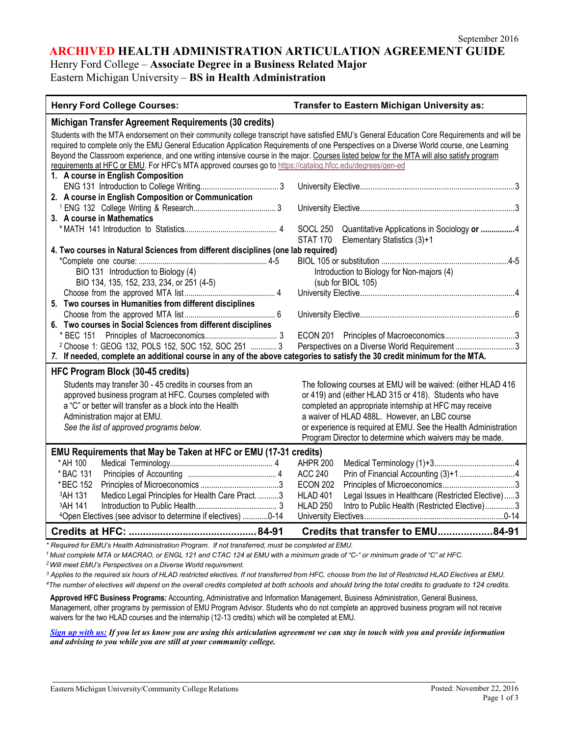September 2016

# ARCHIVED HEALTH ADMINISTRATION ARTICULATION AGREEMENT GUIDE

Henry Ford College – **Associate Degree in a Business Related Major**
Eastern Michigan University – **BS in Health Administration**

| Henry Ford College Courses: | Transfer to Eastern Michigan University as: |
|---|---|
| **Michigan Transfer Agreement Requirements (30 credits)** | |
| Students with the MTA endorsement on their community college transcript have satisfied EMU's General Education Core Requirements and will be required to complete only the EMU General Education Application Requirements of one Perspectives on a Diverse World course, one Learning Beyond the Classroom experience, and one writing intensive course in the major. Courses listed below for the MTA will also satisfy program requirements at HFC or EMU. For HFC's MTA approved courses go to https://catalog.hfcc.edu/degrees/gen-ed | |
| **1. A course in English Composition** | |
| ENG 131 Introduction to College Writing....................3 | University Elective....................3 |
| **2. A course in English Composition or Communication** | |
| [1] ENG 132 College Writing & Research....................3 | University Elective....................3 |
| **3. A course in Mathematics** | |
| * MATH 141 Introduction to Statistics....................4 | SOCL 250 Quantitative Applications in Sociology **or** ....................4<br>STAT 170 Elementary Statistics (3)+1 |
| **4. Two courses in Natural Sciences from different disciplines (one lab required)** | |
| *Complete one course: ....................4-5<br>BIO 131 Introduction to Biology (4)<br>BIO 134, 135, 152, 233, 234, or 251 (4-5) | BIOL 105 or substitution ....................4-5<br>Introduction to Biology for Non-majors (4)<br>(sub for BIOL 105) |
| Choose from the approved MTA list....................4 | University Elective....................4 |
| **5. Two courses in Humanities from different disciplines** | |
| Choose from the approved MTA list....................6 | University Elective....................6 |
| **6. Two courses in Social Sciences from different disciplines** | |
| * BEC 151 Principles of Macroeconomics....................3 | ECON 201 Principles of Macroeconomics....................3 |
| [2] Choose 1: GEOG 132, POLS 152, SOC 152, SOC 251 ....................3 | Perspectives on a Diverse World Requirement....................3 |
| **7. If needed, complete an additional course in any of the above categories to satisfy the 30 credit minimum for the MTA.** | |
| **HFC Program Block (30-45 credits)** | |
| Students may transfer 30 - 45 credits in courses from an approved business program at HFC. Courses completed with a "C" or better will transfer as a block into the Health Administration major at EMU.<br>*See the list of approved programs below.* | The following courses at EMU will be waived: (either HLAD 416 or 419) and (either HLAD 315 or 418). Students who have completed an appropriate internship at HFC may receive a waiver of HLAD 488L. However, an LBC course or experience is required at EMU. See the Health Administration Program Director to determine which waivers may be made. |
| **EMU Requirements that May be Taken at HFC or EMU (17-31 credits)** | |
| * AH 100 Medical Terminology....................4 | AHPR 200 Medical Terminology (1)+3....................4 |
| * BAC 131 Principles of Accounting ....................4 | ACC 240 Prin of Financial Accounting (3)+1....................4 |
| * BEC 152 Principles of Microeconomics....................3 | ECON 202 Principles of Microeconomics....................3 |
| [3] AH 131 Medico Legal Principles for Health Care Pract. ....................3 | HLAD 401 Legal Issues in Healthcare (Restricted Elective)....................3 |
| [3] AH 141 Introduction to Public Health....................3 | HLAD 250 Intro to Public Health (Restricted Elective)....................3 |
| [4] Open Electives (see advisor to determine if electives) ....................0-14 | University Electives....................0-14 |
| **Credits at HFC: ....................84-91** | **Credits that transfer to EMU....................84-91** |

*\* Required for EMU's Health Administration Program. If not transferred, must be completed at EMU.*

*[1] Must complete MTA or MACRAO, or ENGL 121 and CTAC 124 at EMU with a minimum grade of "C-" or minimum grade of "C" at HFC.*

*[2] Will meet EMU's Perspectives on a Diverse World requirement.*

*[3] Applies to the required six hours of HLAD restricted electives. If not transferred from HFC, choose from the list of Restricted HLAD Electives at EMU.*

*[4] The number of electives will depend on the overall credits completed at both schools and should bring the total credits to graduate to 124 credits.*

**Approved HFC Business Programs:** Accounting, Administrative and Information Management, Business Administration, General Business, Management, other programs by permission of EMU Program Advisor. Students who do not complete an approved business program will not receive waivers for the two HLAD courses and the internship (12-13 credits) which will be completed at EMU.

***Sign up with us:** If you let us know you are using this articulation agreement we can stay in touch with you and provide information and advising to you while you are still at your community college.*

Eastern Michigan University/Community College Relations — Posted: November 22, 2016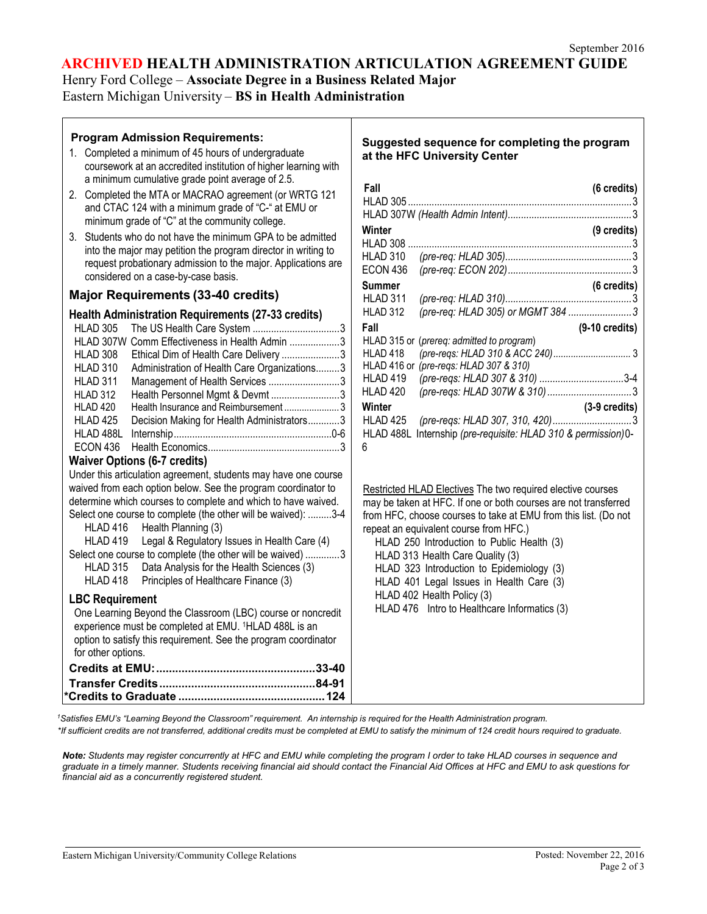September 2016

# ARCHIVED HEALTH ADMINISTRATION ARTICULATION AGREEMENT GUIDE

Henry Ford College – **Associate Degree in a Business Related Major**

Eastern Michigan University – **BS in Health Administration**

### Program Admission Requirements:

1. Completed a minimum of 45 hours of undergraduate coursework at an accredited institution of higher learning with a minimum cumulative grade point average of 2.5.
2. Completed the MTA or MACRAO agreement (or WRTG 121 and CTAC 124 with a minimum grade of "C-" at EMU or minimum grade of "C" at the community college.
3. Students who do not have the minimum GPA to be admitted into the major may petition the program director in writing to request probationary admission to the major. Applications are considered on a case-by-case basis.

## Major Requirements (33-40 credits)

### Health Administration Requirements (27-33 credits)

| Course | Title | Credits |
|---|---|---|
| HLAD 305 | The US Health Care System | 3 |
| HLAD 307W | Comm Effectiveness in Health Admin | 3 |
| HLAD 308 | Ethical Dim of Health Care Delivery | 3 |
| HLAD 310 | Administration of Health Care Organizations | 3 |
| HLAD 311 | Management of Health Services | 3 |
| HLAD 312 | Health Personnel Mgmt & Devmt | 3 |
| HLAD 420 | Health Insurance and Reimbursement | 3 |
| HLAD 425 | Decision Making for Health Administrators | 3 |
| HLAD 488L | Internship | 0-6 |
| ECON 436 | Health Economics | 3 |

### Waiver Options (6-7 credits)

Under this articulation agreement, students may have one course waived from each option below. See the program coordinator to determine which courses to complete and which to have waived.

Select one course to complete (the other will be waived): .........3-4

- HLAD 416 Health Planning (3)
- HLAD 419 Legal & Regulatory Issues in Health Care (4)

Select one course to complete (the other will be waived) .............3

- HLAD 315 Data Analysis for the Health Sciences (3)
- HLAD 418 Principles of Healthcare Finance (3)

### LBC Requirement

One Learning Beyond the Classroom (LBC) course or noncredit experience must be completed at EMU. [1]HLAD 488L is an option to satisfy this requirement. See the program coordinator for other options.

**Credits at EMU: 33-40**

**Transfer Credits 84-91**

**\*Credits to Graduate 124**

### Suggested sequence for completing the program at the HFC University Center

**Fall (6 credits)**

- HLAD 305 ... 3
- HLAD 307W *(Health Admin Intent)* ... 3

**Winter (9 credits)**

- HLAD 308 ... 3
- HLAD 310 *(pre-req: HLAD 305)* ... 3
- ECON 436 *(pre-req: ECON 202)* ... 3

**Summer (6 credits)**

- HLAD 311 *(pre-req: HLAD 310)* ... 3
- HLAD 312 *(pre-req: HLAD 305) or MGMT 384* ... 3

**Fall (9-10 credits)**

- HLAD 315 or (*prereq: admitted to program*)
- HLAD 418 *(pre-reqs: HLAD 310 & ACC 240)* ... 3
- HLAD 416 or *(pre-reqs: HLAD 307 & 310)*
- HLAD 419 *(pre-reqs: HLAD 307 & 310)* ... 3-4
- HLAD 420 *(pre-reqs: HLAD 307W & 310)* ... 3

**Winter (3-9 credits)**

- HLAD 425 *(pre-reqs: HLAD 307, 310, 420)* ... 3
- HLAD 488L Internship *(pre-requisite: HLAD 310 & permission)* 0-6

Restricted HLAD Electives The two required elective courses may be taken at HFC. If one or both courses are not transferred from HFC, choose courses to take at EMU from this list. (Do not repeat an equivalent course from HFC.)

- HLAD 250 Introduction to Public Health (3)
- HLAD 313 Health Care Quality (3)
- HLAD 323 Introduction to Epidemiology (3)
- HLAD 401 Legal Issues in Health Care (3)
- HLAD 402 Health Policy (3)
- HLAD 476 Intro to Healthcare Informatics (3)

*[1]Satisfies EMU's "Learning Beyond the Classroom" requirement. An internship is required for the Health Administration program.*

*\*If sufficient credits are not transferred, additional credits must be completed at EMU to satisfy the minimum of 124 credit hours required to graduate.*

***Note:** Students may register concurrently at HFC and EMU while completing the program I order to take HLAD courses in sequence and graduate in a timely manner. Students receiving financial aid should contact the Financial Aid Offices at HFC and EMU to ask questions for financial aid as a concurrently registered student.*

Eastern Michigan University/Community College Relations — Posted: November 22, 2016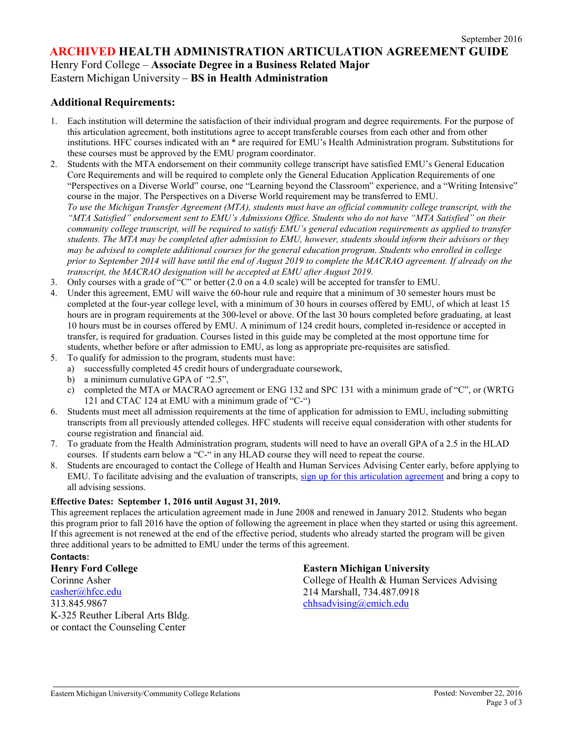September 2016

# ARCHIVED HEALTH ADMINISTRATION ARTICULATION AGREEMENT GUIDE

Henry Ford College – **Associate Degree in a Business Related Major**
Eastern Michigan University – **BS in Health Administration**

## Additional Requirements:

1. Each institution will determine the satisfaction of their individual program and degree requirements. For the purpose of this articulation agreement, both institutions agree to accept transferable courses from each other and from other institutions. HFC courses indicated with an * are required for EMU's Health Administration program. Substitutions for these courses must be approved by the EMU program coordinator.
2. Students with the MTA endorsement on their community college transcript have satisfied EMU's General Education Core Requirements and will be required to complete only the General Education Application Requirements of one "Perspectives on a Diverse World" course, one "Learning beyond the Classroom" experience, and a "Writing Intensive" course in the major. The Perspectives on a Diverse World requirement may be transferred to EMU.
   *To use the Michigan Transfer Agreement (MTA), students must have an official community college transcript, with the "MTA Satisfied" endorsement sent to EMU's Admissions Office. Students who do not have "MTA Satisfied" on their community college transcript, will be required to satisfy EMU's general education requirements as applied to transfer students. The MTA may be completed after admission to EMU, however, students should inform their advisors or they may be advised to complete additional courses for the general education program. Students who enrolled in college prior to September 2014 will have until the end of August 2019 to complete the MACRAO agreement. If already on the transcript, the MACRAO designation will be accepted at EMU after August 2019.*
3. Only courses with a grade of "C" or better (2.0 on a 4.0 scale) will be accepted for transfer to EMU.
4. Under this agreement, EMU will waive the 60-hour rule and require that a minimum of 30 semester hours must be completed at the four-year college level, with a minimum of 30 hours in courses offered by EMU, of which at least 15 hours are in program requirements at the 300-level or above. Of the last 30 hours completed before graduating, at least 10 hours must be in courses offered by EMU. A minimum of 124 credit hours, completed in-residence or accepted in transfer, is required for graduation. Courses listed in this guide may be completed at the most opportune time for students, whether before or after admission to EMU, as long as appropriate pre-requisites are satisfied.
5. To qualify for admission to the program, students must have:
   a) successfully completed 45 credit hours of undergraduate coursework,
   b) a minimum cumulative GPA of "2.5",
   c) completed the MTA or MACRAO agreement or ENG 132 and SPC 131 with a minimum grade of "C", or (WRTG 121 and CTAC 124 at EMU with a minimum grade of "C-")
6. Students must meet all admission requirements at the time of application for admission to EMU, including submitting transcripts from all previously attended colleges. HFC students will receive equal consideration with other students for course registration and financial aid.
7. To graduate from the Health Administration program, students will need to have an overall GPA of a 2.5 in the HLAD courses. If students earn below a "C-" in any HLAD course they will need to repeat the course.
8. Students are encouraged to contact the College of Health and Human Services Advising Center early, before applying to EMU. To facilitate advising and the evaluation of transcripts, sign up for this articulation agreement and bring a copy to all advising sessions.

**Effective Dates: September 1, 2016 until August 31, 2019.**

This agreement replaces the articulation agreement made in June 2008 and renewed in January 2012. Students who began this program prior to fall 2016 have the option of following the agreement in place when they started or using this agreement. If this agreement is not renewed at the end of the effective period, students who already started the program will be given three additional years to be admitted to EMU under the terms of this agreement.

**Contacts:**

**Henry Ford College**
Corinne Asher
casher@hfcc.edu
313.845.9867
K-325 Reuther Liberal Arts Bldg.
or contact the Counseling Center

**Eastern Michigan University**
College of Health & Human Services Advising
214 Marshall, 734.487.0918
chhsadvising@emich.edu

Eastern Michigan University/Community College Relations

Posted: November 22, 2016